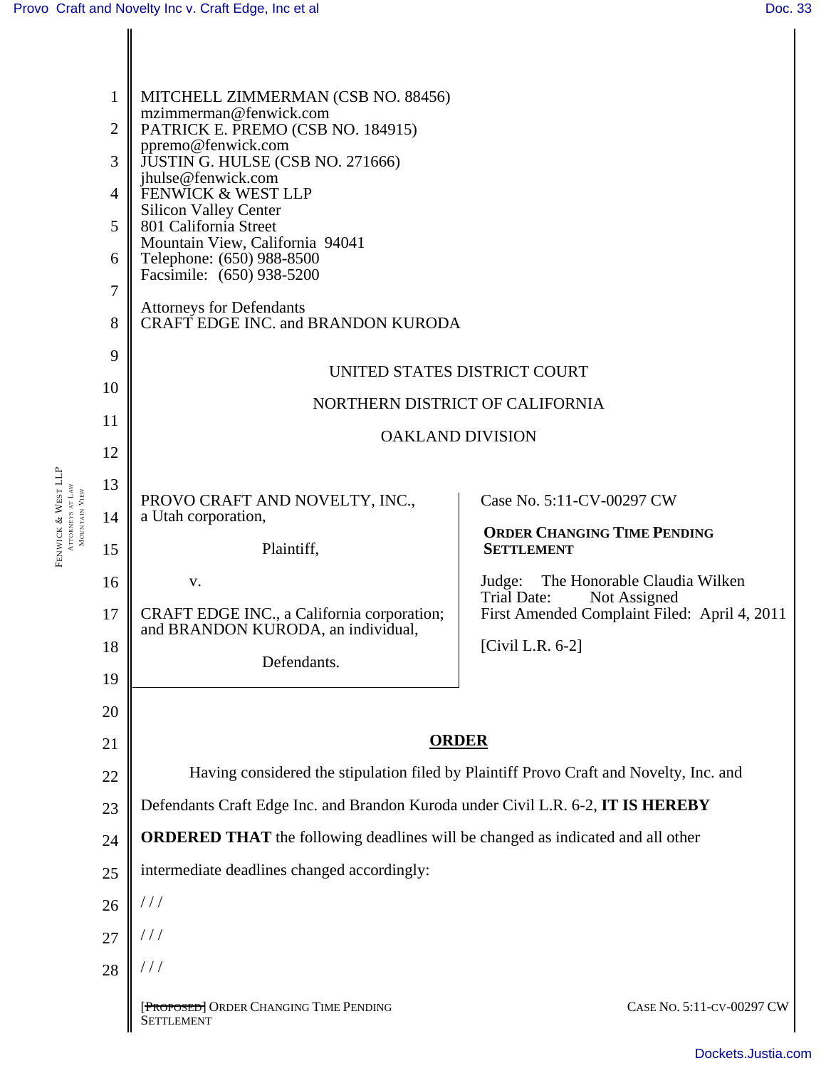MITCHELL ZIMMERMAN (CSB NO. 88456)
mzimmerman@fenwick.com
PATRICK E. PREMO (CSB NO. 184915)
ppremo@fenwick.com
JUSTIN G. HULSE (CSB NO. 271666)
jhulse@fenwick.com
FENWICK & WEST LLP
Silicon Valley Center
801 California Street
Mountain View, California 94041
Telephone: (650) 988-8500
Facsimile: (650) 938-5200

Attorneys for Defendants
CRAFT EDGE INC. and BRANDON KURODA

UNITED STATES DISTRICT COURT

NORTHERN DISTRICT OF CALIFORNIA

OAKLAND DIVISION

PROVO CRAFT AND NOVELTY, INC., a Utah corporation,

Plaintiff,

v.

CRAFT EDGE INC., a California corporation; and BRANDON KURODA, an individual,

Defendants.

Case No. 5:11-CV-00297 CW

**ORDER CHANGING TIME PENDING SETTLEMENT**

Judge: The Honorable Claudia Wilken
Trial Date: Not Assigned
First Amended Complaint Filed: April 4, 2011

[Civil L.R. 6-2]

**ORDER**

Having considered the stipulation filed by Plaintiff Provo Craft and Novelty, Inc. and Defendants Craft Edge Inc. and Brandon Kuroda under Civil L.R. 6-2, **IT IS HEREBY ORDERED THAT** the following deadlines will be changed as indicated and all other intermediate deadlines changed accordingly:

/ / /

/ / /

/ / /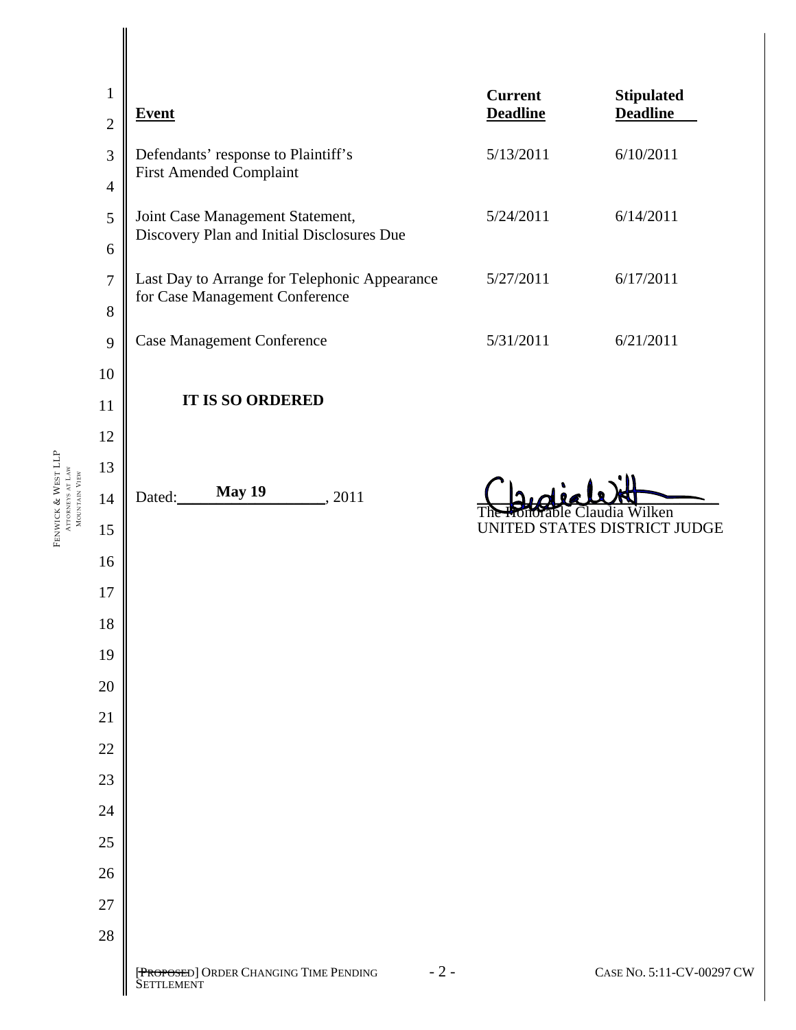| Event | Current Deadline | Stipulated Deadline |
| --- | --- | --- |
| Defendants' response to Plaintiff's First Amended Complaint | 5/13/2011 | 6/10/2011 |
| Joint Case Management Statement, Discovery Plan and Initial Disclosures Due | 5/24/2011 | 6/14/2011 |
| Last Day to Arrange for Telephonic Appearance for Case Management Conference | 5/27/2011 | 6/17/2011 |
| Case Management Conference | 5/31/2011 | 6/21/2011 |

**IT IS SO ORDERED**

Dated: **May 19**, 2011

The Honorable Claudia Wilken
UNITED STATES DISTRICT JUDGE